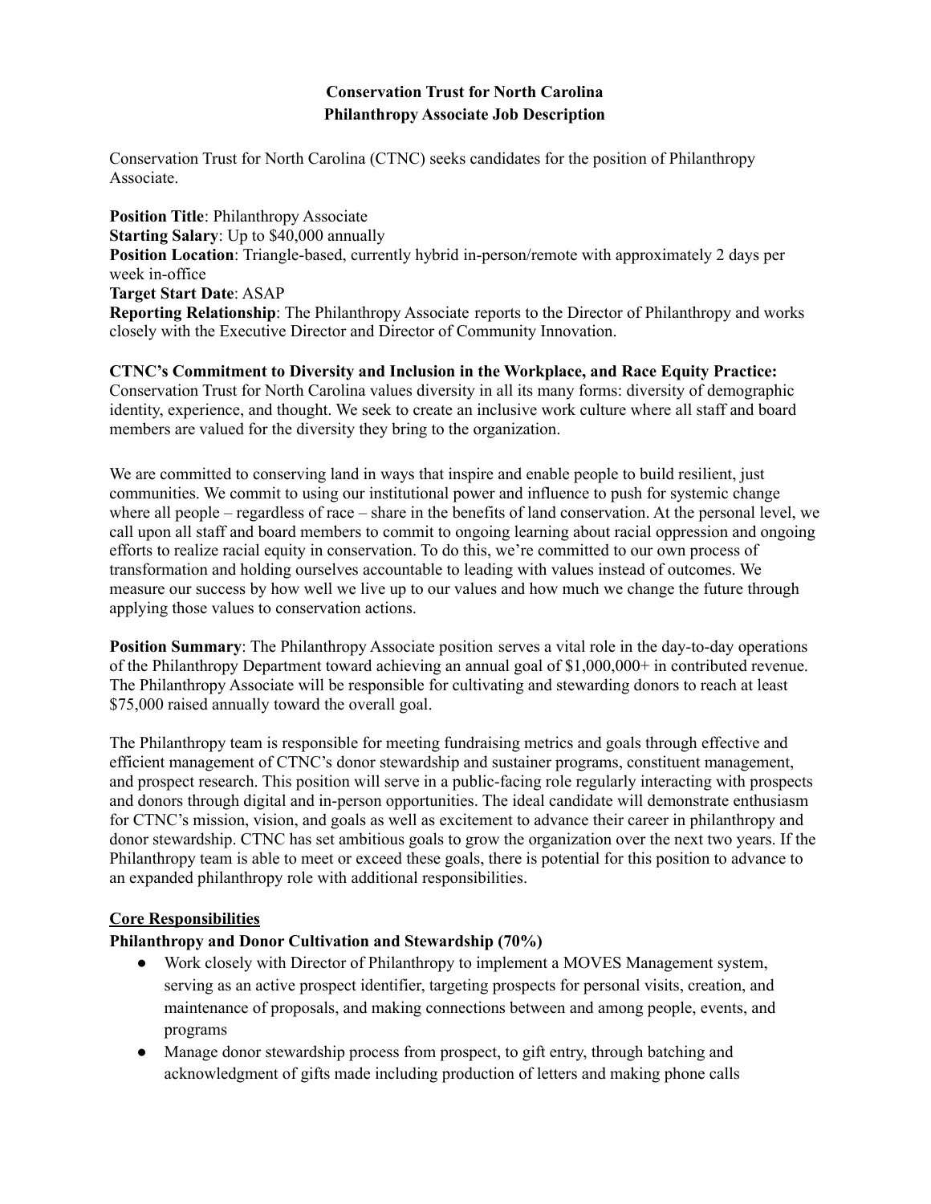# Conservation Trust for North Carolina
## Philanthropy Associate Job Description

Conservation Trust for North Carolina (CTNC) seeks candidates for the position of Philanthropy Associate.

**Position Title**: Philanthropy Associate
**Starting Salary**: Up to $40,000 annually
**Position Location**: Triangle-based, currently hybrid in-person/remote with approximately 2 days per week in-office
**Target Start Date**: ASAP
**Reporting Relationship**: The Philanthropy Associate reports to the Director of Philanthropy and works closely with the Executive Director and Director of Community Innovation.

**CTNC's Commitment to Diversity and Inclusion in the Workplace, and Race Equity Practice:**
Conservation Trust for North Carolina values diversity in all its many forms: diversity of demographic identity, experience, and thought. We seek to create an inclusive work culture where all staff and board members are valued for the diversity they bring to the organization.

We are committed to conserving land in ways that inspire and enable people to build resilient, just communities. We commit to using our institutional power and influence to push for systemic change where all people – regardless of race – share in the benefits of land conservation. At the personal level, we call upon all staff and board members to commit to ongoing learning about racial oppression and ongoing efforts to realize racial equity in conservation. To do this, we're committed to our own process of transformation and holding ourselves accountable to leading with values instead of outcomes. We measure our success by how well we live up to our values and how much we change the future through applying those values to conservation actions.

**Position Summary**: The Philanthropy Associate position serves a vital role in the day-to-day operations of the Philanthropy Department toward achieving an annual goal of $1,000,000+ in contributed revenue. The Philanthropy Associate will be responsible for cultivating and stewarding donors to reach at least $75,000 raised annually toward the overall goal.

The Philanthropy team is responsible for meeting fundraising metrics and goals through effective and efficient management of CTNC's donor stewardship and sustainer programs, constituent management, and prospect research. This position will serve in a public-facing role regularly interacting with prospects and donors through digital and in-person opportunities. The ideal candidate will demonstrate enthusiasm for CTNC's mission, vision, and goals as well as excitement to advance their career in philanthropy and donor stewardship. CTNC has set ambitious goals to grow the organization over the next two years. If the Philanthropy team is able to meet or exceed these goals, there is potential for this position to advance to an expanded philanthropy role with additional responsibilities.

### Core Responsibilities

**Philanthropy and Donor Cultivation and Stewardship (70%)**

- Work closely with Director of Philanthropy to implement a MOVES Management system, serving as an active prospect identifier, targeting prospects for personal visits, creation, and maintenance of proposals, and making connections between and among people, events, and programs
- Manage donor stewardship process from prospect, to gift entry, through batching and acknowledgment of gifts made including production of letters and making phone calls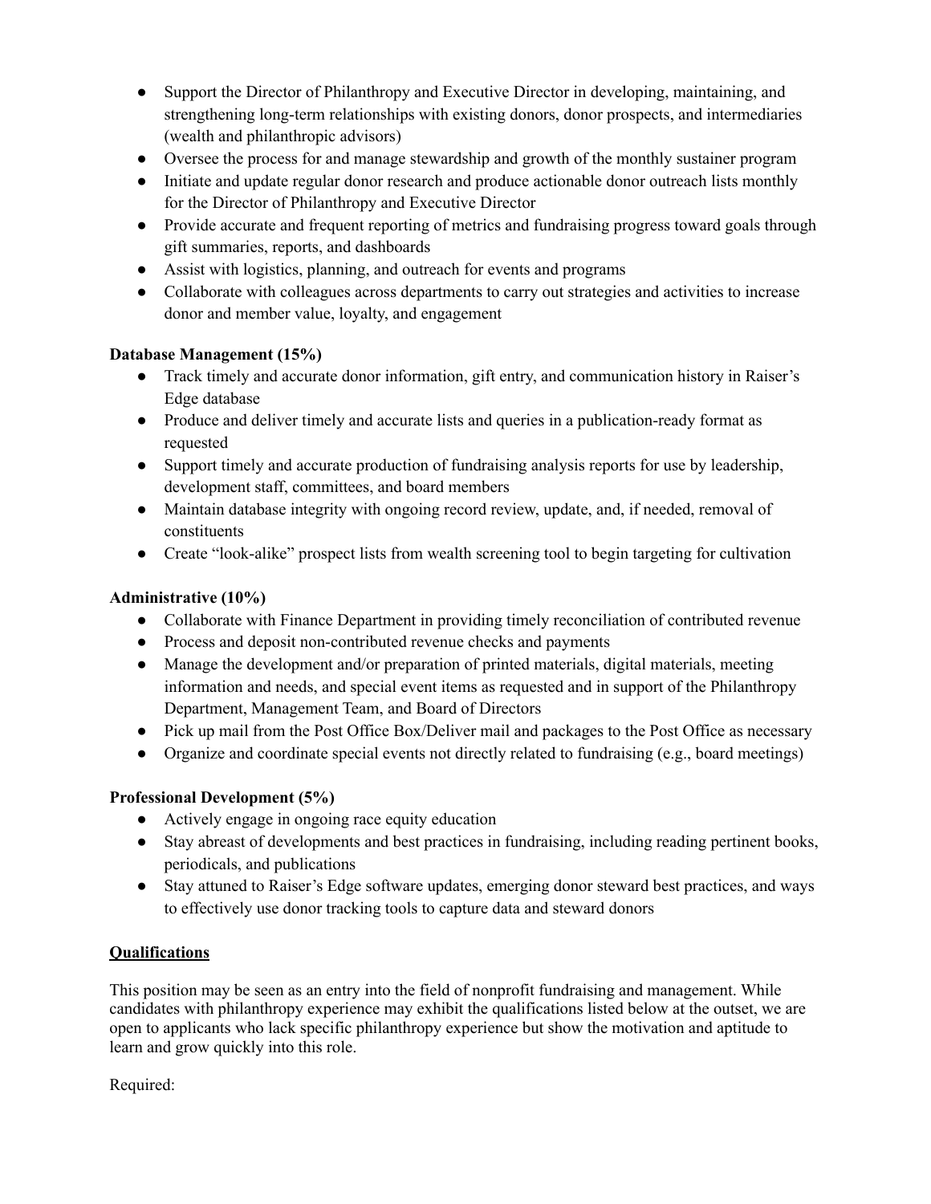- Support the Director of Philanthropy and Executive Director in developing, maintaining, and strengthening long-term relationships with existing donors, donor prospects, and intermediaries (wealth and philanthropic advisors)
- Oversee the process for and manage stewardship and growth of the monthly sustainer program
- Initiate and update regular donor research and produce actionable donor outreach lists monthly for the Director of Philanthropy and Executive Director
- Provide accurate and frequent reporting of metrics and fundraising progress toward goals through gift summaries, reports, and dashboards
- Assist with logistics, planning, and outreach for events and programs
- Collaborate with colleagues across departments to carry out strategies and activities to increase donor and member value, loyalty, and engagement

**Database Management (15%)**

- Track timely and accurate donor information, gift entry, and communication history in Raiser's Edge database
- Produce and deliver timely and accurate lists and queries in a publication-ready format as requested
- Support timely and accurate production of fundraising analysis reports for use by leadership, development staff, committees, and board members
- Maintain database integrity with ongoing record review, update, and, if needed, removal of constituents
- Create "look-alike" prospect lists from wealth screening tool to begin targeting for cultivation

**Administrative (10%)**

- Collaborate with Finance Department in providing timely reconciliation of contributed revenue
- Process and deposit non-contributed revenue checks and payments
- Manage the development and/or preparation of printed materials, digital materials, meeting information and needs, and special event items as requested and in support of the Philanthropy Department, Management Team, and Board of Directors
- Pick up mail from the Post Office Box/Deliver mail and packages to the Post Office as necessary
- Organize and coordinate special events not directly related to fundraising (e.g., board meetings)

**Professional Development (5%)**

- Actively engage in ongoing race equity education
- Stay abreast of developments and best practices in fundraising, including reading pertinent books, periodicals, and publications
- Stay attuned to Raiser's Edge software updates, emerging donor steward best practices, and ways to effectively use donor tracking tools to capture data and steward donors

**Qualifications**

This position may be seen as an entry into the field of nonprofit fundraising and management. While candidates with philanthropy experience may exhibit the qualifications listed below at the outset, we are open to applicants who lack specific philanthropy experience but show the motivation and aptitude to learn and grow quickly into this role.

Required: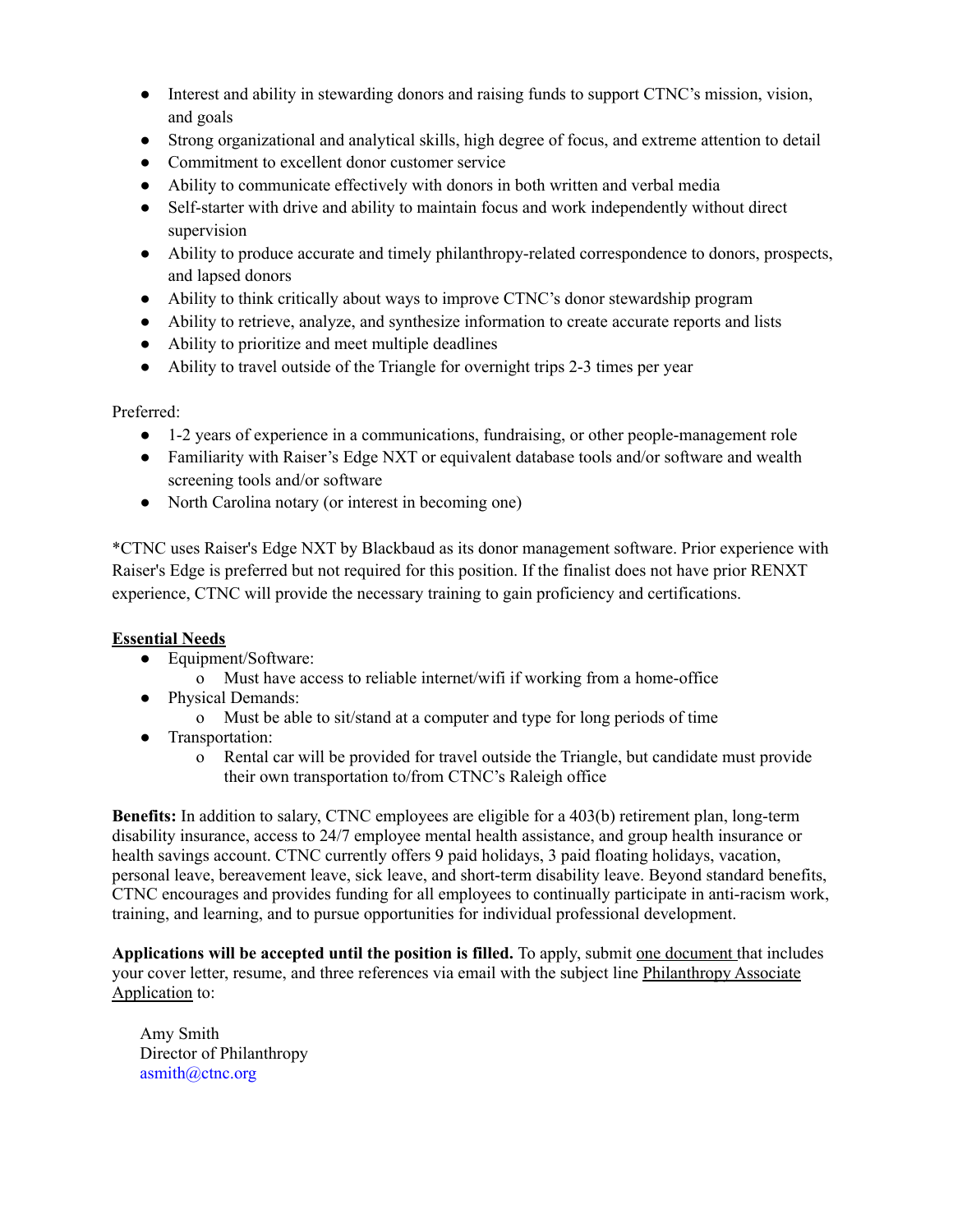- Interest and ability in stewarding donors and raising funds to support CTNC's mission, vision, and goals
- Strong organizational and analytical skills, high degree of focus, and extreme attention to detail
- Commitment to excellent donor customer service
- Ability to communicate effectively with donors in both written and verbal media
- Self-starter with drive and ability to maintain focus and work independently without direct supervision
- Ability to produce accurate and timely philanthropy-related correspondence to donors, prospects, and lapsed donors
- Ability to think critically about ways to improve CTNC's donor stewardship program
- Ability to retrieve, analyze, and synthesize information to create accurate reports and lists
- Ability to prioritize and meet multiple deadlines
- Ability to travel outside of the Triangle for overnight trips 2-3 times per year

Preferred:

- 1-2 years of experience in a communications, fundraising, or other people-management role
- Familiarity with Raiser's Edge NXT or equivalent database tools and/or software and wealth screening tools and/or software
- North Carolina notary (or interest in becoming one)

*CTNC uses Raiser's Edge NXT by Blackbaud as its donor management software. Prior experience with Raiser's Edge is preferred but not required for this position. If the finalist does not have prior RENXT experience, CTNC will provide the necessary training to gain proficiency and certifications.

**<u>Essential Needs</u>**

- Equipment/Software:
  - Must have access to reliable internet/wifi if working from a home-office
- Physical Demands:
  - Must be able to sit/stand at a computer and type for long periods of time
- Transportation:
  - Rental car will be provided for travel outside the Triangle, but candidate must provide their own transportation to/from CTNC's Raleigh office

**Benefits:** In addition to salary, CTNC employees are eligible for a 403(b) retirement plan, long-term disability insurance, access to 24/7 employee mental health assistance, and group health insurance or health savings account. CTNC currently offers 9 paid holidays, 3 paid floating holidays, vacation, personal leave, bereavement leave, sick leave, and short-term disability leave. Beyond standard benefits, CTNC encourages and provides funding for all employees to continually participate in anti-racism work, training, and learning, and to pursue opportunities for individual professional development.

**Applications will be accepted until the position is filled.** To apply, submit <u>one document</u> that includes your cover letter, resume, and three references via email with the subject line <u>Philanthropy Associate Application</u> to:

Amy Smith
Director of Philanthropy
asmith@ctnc.org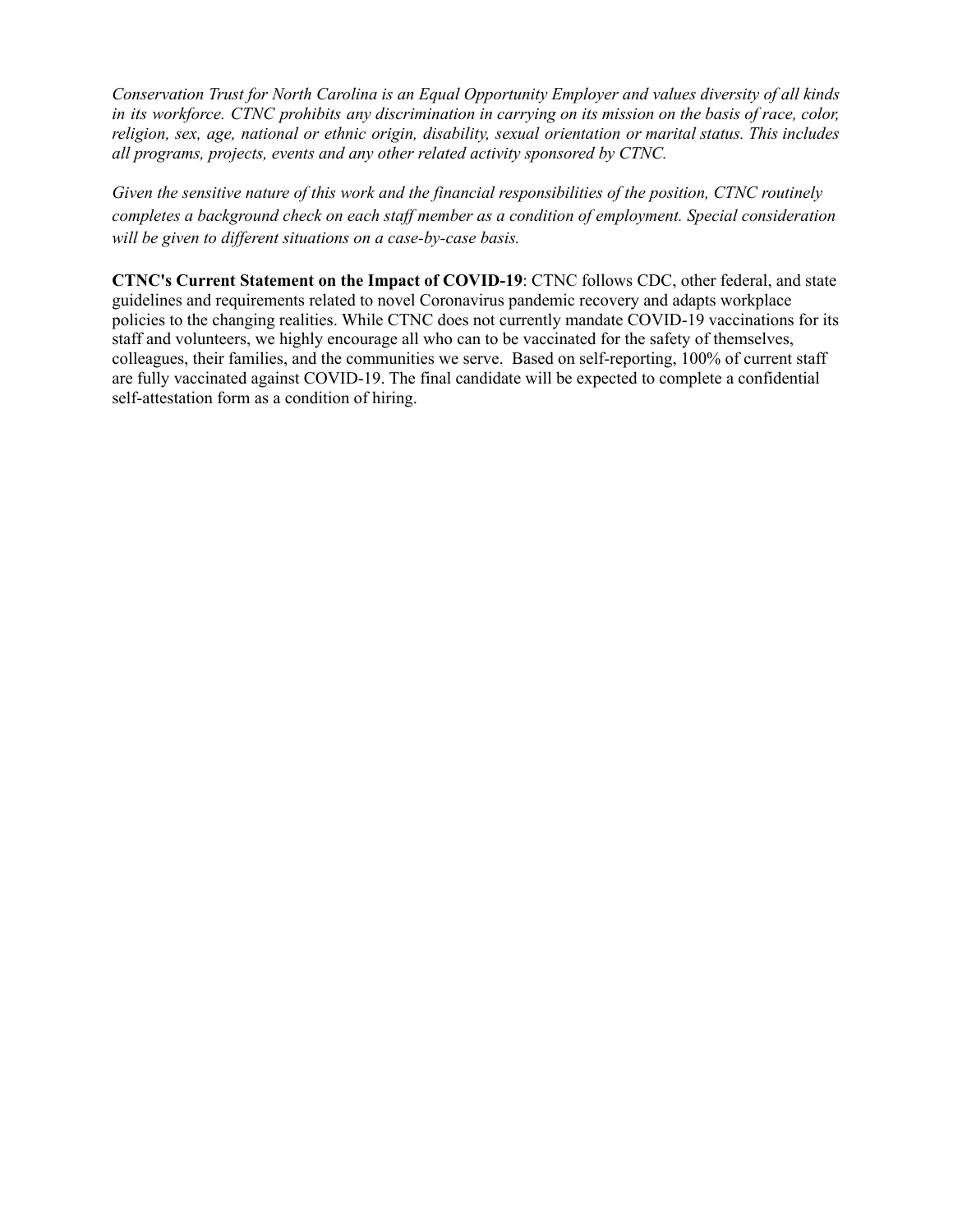*Conservation Trust for North Carolina is an Equal Opportunity Employer and values diversity of all kinds in its workforce. CTNC prohibits any discrimination in carrying on its mission on the basis of race, color, religion, sex, age, national or ethnic origin, disability, sexual orientation or marital status. This includes all programs, projects, events and any other related activity sponsored by CTNC.*

*Given the sensitive nature of this work and the financial responsibilities of the position, CTNC routinely completes a background check on each staff member as a condition of employment. Special consideration will be given to different situations on a case-by-case basis.*

**CTNC's Current Statement on the Impact of COVID-19**: CTNC follows CDC, other federal, and state guidelines and requirements related to novel Coronavirus pandemic recovery and adapts workplace policies to the changing realities. While CTNC does not currently mandate COVID-19 vaccinations for its staff and volunteers, we highly encourage all who can to be vaccinated for the safety of themselves, colleagues, their families, and the communities we serve. Based on self-reporting, 100% of current staff are fully vaccinated against COVID-19. The final candidate will be expected to complete a confidential self-attestation form as a condition of hiring.